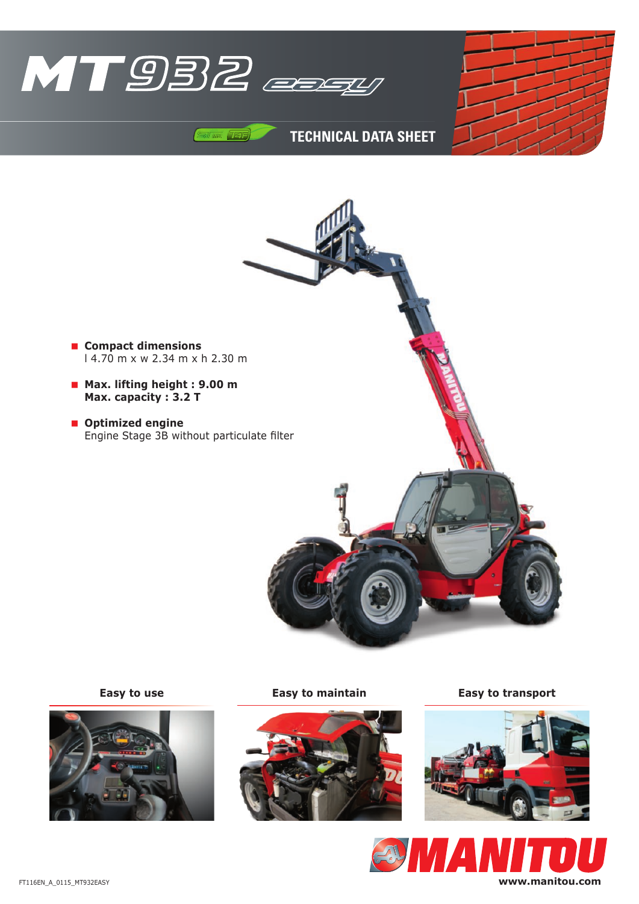# MT932 easy

TECHNICAL DATA SHEET

- **Compact dimensions**
  l 4.70 m x w 2.34 m x h 2.30 m
- **Max. lifting height : 9.00 m**
  **Max. capacity : 3.2 T**
- **Optimized engine**
  Engine Stage 3B without particulate filter

**Easy to use**

**Easy to maintain**

**Easy to transport**

MANITOU

www.manitou.com

FT116EN_A_0115_MT932EASY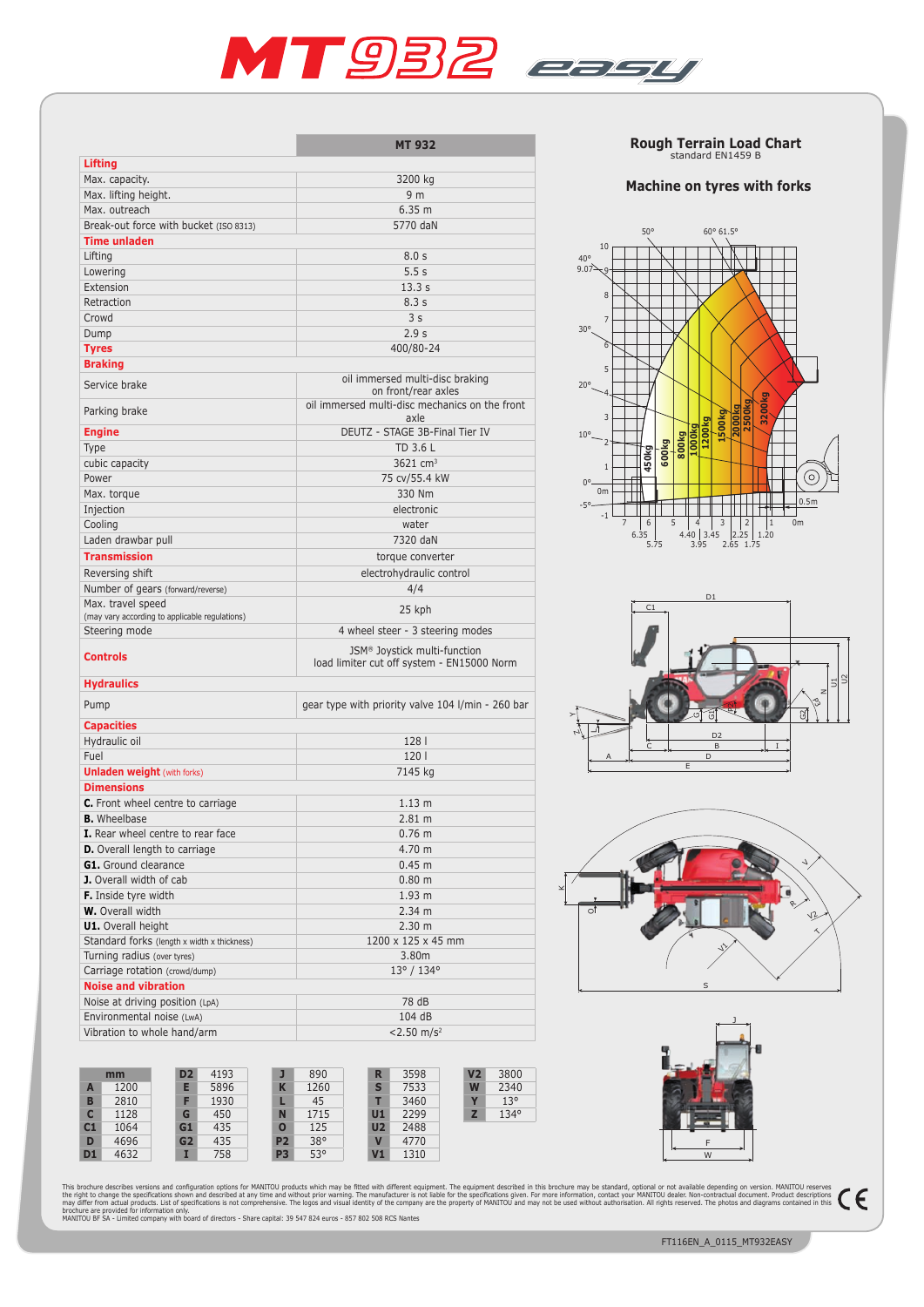# MT932 easy

| | MT 932 |
|---|---|
| **Lifting** | |
| Max. capacity. | 3200 kg |
| Max. lifting height. | 9 m |
| Max. outreach | 6.35 m |
| Break-out force with bucket (ISO 8313) | 5770 daN |
| **Time unladen** | |
| Lifting | 8.0 s |
| Lowering | 5.5 s |
| Extension | 13.3 s |
| Retraction | 8.3 s |
| Crowd | 3 s |
| Dump | 2.9 s |
| **Tyres** | 400/80-24 |
| **Braking** | |
| Service brake | oil immersed multi-disc braking on front/rear axles |
| Parking brake | oil immersed multi-disc mechanics on the front axle |
| **Engine** | DEUTZ - STAGE 3B-Final Tier IV |
| Type | TD 3.6 L |
| cubic capacity | 3621 cm³ |
| Power | 75 cv/55.4 kW |
| Max. torque | 330 Nm |
| Injection | electronic |
| Cooling | water |
| Laden drawbar pull | 7320 daN |
| **Transmission** | torque converter |
| Reversing shift | electrohydraulic control |
| Number of gears (forward/reverse) | 4/4 |
| Max. travel speed (may vary according to applicable regulations) | 25 kph |
| Steering mode | 4 wheel steer - 3 steering modes |
| **Controls** | JSM® Joystick multi-function load limiter cut off system - EN15000 Norm |
| **Hydraulics** | |
| Pump | gear type with priority valve 104 l/min - 260 bar |
| **Capacities** | |
| Hydraulic oil | 128 l |
| Fuel | 120 l |
| **Unladen weight** (with forks) | 7145 kg |
| **Dimensions** | |
| **C.** Front wheel centre to carriage | 1.13 m |
| **B.** Wheelbase | 2.81 m |
| **I.** Rear wheel centre to rear face | 0.76 m |
| **D.** Overall length to carriage | 4.70 m |
| **G1.** Ground clearance | 0.45 m |
| **J.** Overall width of cab | 0.80 m |
| **F.** Inside tyre width | 1.93 m |
| **W.** Overall width | 2.34 m |
| **U1.** Overall height | 2.30 m |
| Standard forks (length x width x thickness) | 1200 x 125 x 45 mm |
| Turning radius (over tyres) | 3.80m |
| Carriage rotation (crowd/dump) | 13° / 134° |
| **Noise and vibration** | |
| Noise at driving position (LpA) | 78 dB |
| Environmental noise (LwA) | 104 dB |
| Vibration to whole hand/arm | <2.50 m/s² |

## Rough Terrain Load Chart

standard EN1459 B

### Machine on tyres with forks

50°
60° 61.5°
40°
9.07
30°
20°
10°
0°
-5°
10
9
8
7
6
5
4
3
2
1
0m
-1
450kg
600kg
800kg
1000kg
1200kg
1500kg
2000kg
2500kg
3200kg
0.5m
7 6 5 4 3 2 1 0m
6.35 5.75 4.40 3.95 3.45 2.65 2.25 1.75 1.20

| mm | | | | | | | | | |
|---|---|---|---|---|---|---|---|---|---|
| A | 1200 | D2 | 4193 | J | 890 | R | 3598 | V2 | 3800 |
| B | 2810 | E | 5896 | K | 1260 | S | 7533 | W | 2340 |
| C | 1128 | F | 1930 | L | 45 | T | 3460 | Y | 13° |
| C1 | 1064 | G | 450 | N | 1715 | U1 | 2299 | Z | 134° |
| D | 4696 | G1 | 435 | O | 125 | U2 | 2488 | | |
| D1 | 4632 | G2 | 435 | P2 | 38° | V | 4770 | | |
| | | I | 758 | P3 | 53° | V1 | 1310 | | |

This brochure describes versions and configuration options for MANITOU products which may be fitted with different equipment. The equipment described in this brochure may be standard, optional or not available depending on version. MANITOU reserves the right to change the specifications shown and described at any time and without prior warning. The manufacturer is not liable for the specifications given. For more information, contact your MANITOU dealer. Non-contractual document. Product descriptions may differ from actual products. List of specifications is not comprehensive. The logos and visual identity of the company are the property of MANITOU and may not be used without authorisation. All rights reserved. The photos and diagrams contained in this brochure are provided for information only.
MANITOU BF SA - Limited company with board of directors - Share capital: 39 547 824 euros - 857 802 508 RCS Nantes

FT116EN_A_0115_MT932EASY